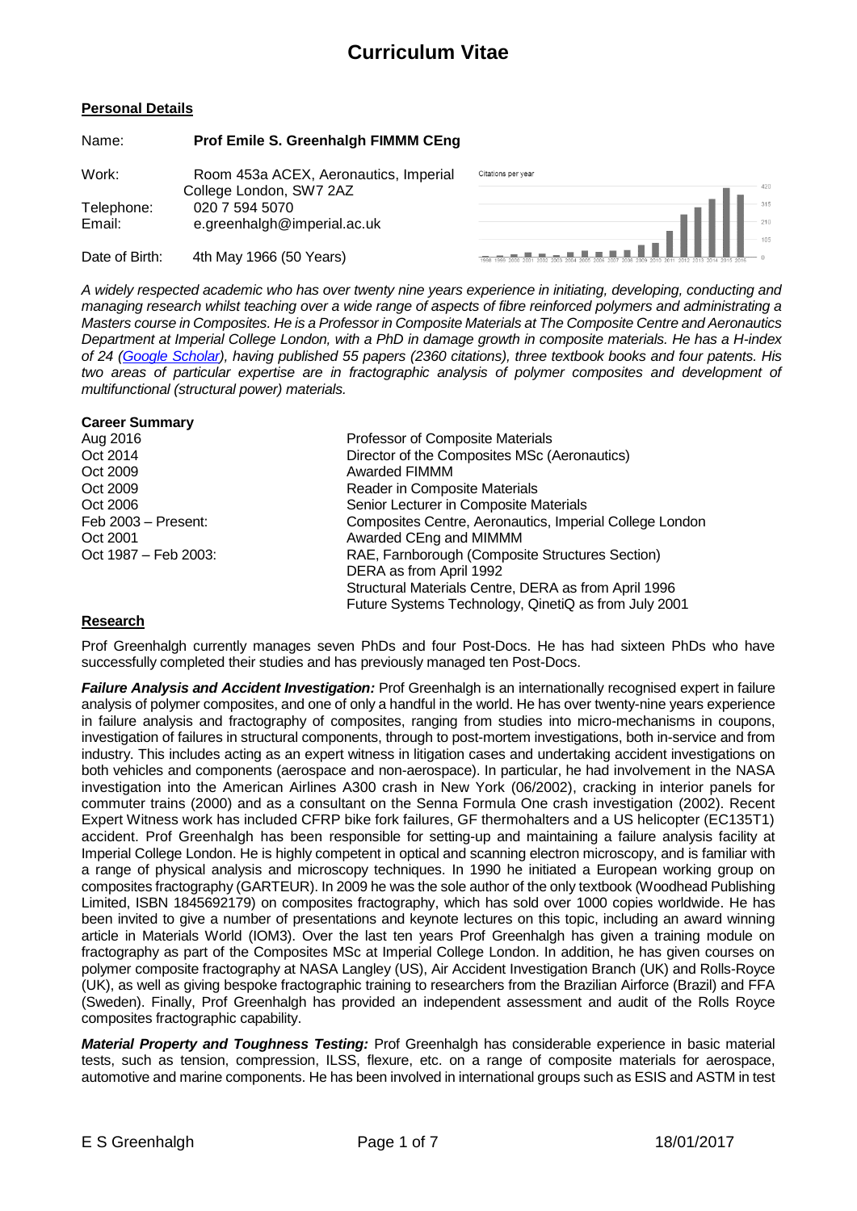# Curriculum Vitae

## Personal Details

Name: **Prof Emile S. Greenhalgh FIMMM CEng**

Work: Room 453a ACEX, Aeronautics, Imperial College London, SW7 2AZ

Telephone: 020 7 594 5070

Email: e.greenhalgh@imperial.ac.uk

Date of Birth: 4th May 1966 (50 Years)

*A widely respected academic who has over twenty nine years experience in initiating, developing, conducting and managing research whilst teaching over a wide range of aspects of fibre reinforced polymers and administrating a Masters course in Composites. He is a Professor in Composite Materials at The Composite Centre and Aeronautics Department at Imperial College London, with a PhD in damage growth in composite materials. He has a H-index of 24 (Google Scholar), having published 55 papers (2360 citations), three textbook books and four patents. His two areas of particular expertise are in fractographic analysis of polymer composites and development of multifunctional (structural power) materials.*

**Career Summary**

| | |
|---|---|
| Aug 2016 | Professor of Composite Materials |
| Oct 2014 | Director of the Composites MSc (Aeronautics) |
| Oct 2009 | Awarded FIMMM |
| Oct 2009 | Reader in Composite Materials |
| Oct 2006 | Senior Lecturer in Composite Materials |
| Feb 2003 – Present: | Composites Centre, Aeronautics, Imperial College London |
| Oct 2001 | Awarded CEng and MIMMM |
| Oct 1987 – Feb 2003: | RAE, Farnborough (Composite Structures Section)<br>DERA as from April 1992<br>Structural Materials Centre, DERA as from April 1996<br>Future Systems Technology, QinetiQ as from July 2001 |

## Research

Prof Greenhalgh currently manages seven PhDs and four Post-Docs. He has had sixteen PhDs who have successfully completed their studies and has previously managed ten Post-Docs.

***Failure Analysis and Accident Investigation:*** Prof Greenhalgh is an internationally recognised expert in failure analysis of polymer composites, and one of only a handful in the world. He has over twenty-nine years experience in failure analysis and fractography of composites, ranging from studies into micro-mechanisms in coupons, investigation of failures in structural components, through to post-mortem investigations, both in-service and from industry. This includes acting as an expert witness in litigation cases and undertaking accident investigations on both vehicles and components (aerospace and non-aerospace). In particular, he had involvement in the NASA investigation into the American Airlines A300 crash in New York (06/2002), cracking in interior panels for commuter trains (2000) and as a consultant on the Senna Formula One crash investigation (2002). Recent Expert Witness work has included CFRP bike fork failures, GF thermohalters and a US helicopter (EC135T1) accident. Prof Greenhalgh has been responsible for setting-up and maintaining a failure analysis facility at Imperial College London. He is highly competent in optical and scanning electron microscopy, and is familiar with a range of physical analysis and microscopy techniques. In 1990 he initiated a European working group on composites fractography (GARTEUR). In 2009 he was the sole author of the only textbook (Woodhead Publishing Limited, ISBN 1845692179) on composites fractography, which has sold over 1000 copies worldwide. He has been invited to give a number of presentations and keynote lectures on this topic, including an award winning article in Materials World (IOM3). Over the last ten years Prof Greenhalgh has given a training module on fractography as part of the Composites MSc at Imperial College London. In addition, he has given courses on polymer composite fractography at NASA Langley (US), Air Accident Investigation Branch (UK) and Rolls-Royce (UK), as well as giving bespoke fractographic training to researchers from the Brazilian Airforce (Brazil) and FFA (Sweden). Finally, Prof Greenhalgh has provided an independent assessment and audit of the Rolls Royce composites fractographic capability.

***Material Property and Toughness Testing:*** Prof Greenhalgh has considerable experience in basic material tests, such as tension, compression, ILSS, flexure, etc. on a range of composite materials for aerospace, automotive and marine components. He has been involved in international groups such as ESIS and ASTM in test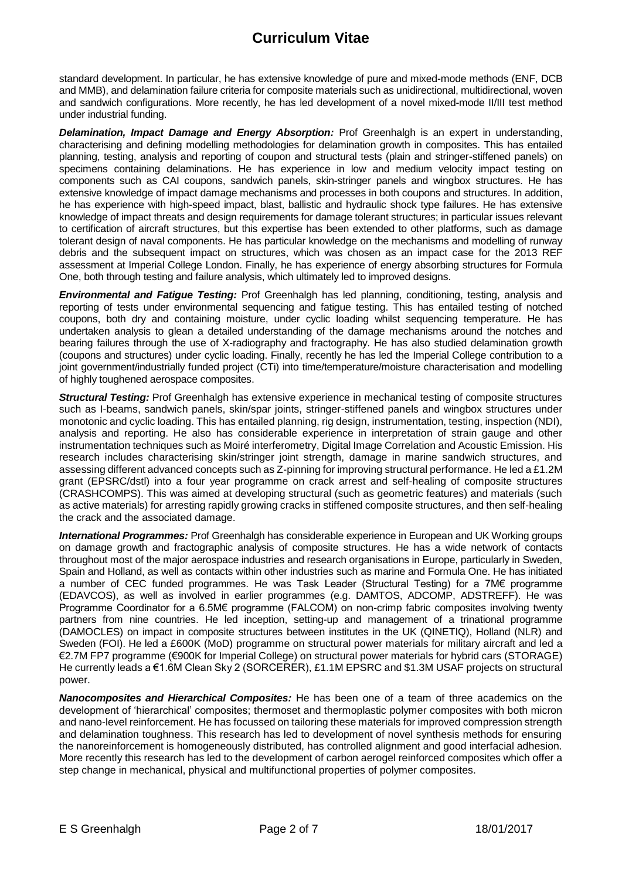standard development. In particular, he has extensive knowledge of pure and mixed-mode methods (ENF, DCB and MMB), and delamination failure criteria for composite materials such as unidirectional, multidirectional, woven and sandwich configurations. More recently, he has led development of a novel mixed-mode II/III test method under industrial funding.

***Delamination, Impact Damage and Energy Absorption:*** Prof Greenhalgh is an expert in understanding, characterising and defining modelling methodologies for delamination growth in composites. This has entailed planning, testing, analysis and reporting of coupon and structural tests (plain and stringer-stiffened panels) on specimens containing delaminations. He has experience in low and medium velocity impact testing on components such as CAI coupons, sandwich panels, skin-stringer panels and wingbox structures. He has extensive knowledge of impact damage mechanisms and processes in both coupons and structures. In addition, he has experience with high-speed impact, blast, ballistic and hydraulic shock type failures. He has extensive knowledge of impact threats and design requirements for damage tolerant structures; in particular issues relevant to certification of aircraft structures, but this expertise has been extended to other platforms, such as damage tolerant design of naval components. He has particular knowledge on the mechanisms and modelling of runway debris and the subsequent impact on structures, which was chosen as an impact case for the 2013 REF assessment at Imperial College London. Finally, he has experience of energy absorbing structures for Formula One, both through testing and failure analysis, which ultimately led to improved designs.

***Environmental and Fatigue Testing:*** Prof Greenhalgh has led planning, conditioning, testing, analysis and reporting of tests under environmental sequencing and fatigue testing. This has entailed testing of notched coupons, both dry and containing moisture, under cyclic loading whilst sequencing temperature. He has undertaken analysis to glean a detailed understanding of the damage mechanisms around the notches and bearing failures through the use of X-radiography and fractography. He has also studied delamination growth (coupons and structures) under cyclic loading. Finally, recently he has led the Imperial College contribution to a joint government/industrially funded project (CTi) into time/temperature/moisture characterisation and modelling of highly toughened aerospace composites.

***Structural Testing:*** Prof Greenhalgh has extensive experience in mechanical testing of composite structures such as I-beams, sandwich panels, skin/spar joints, stringer-stiffened panels and wingbox structures under monotonic and cyclic loading. This has entailed planning, rig design, instrumentation, testing, inspection (NDI), analysis and reporting. He also has considerable experience in interpretation of strain gauge and other instrumentation techniques such as Moiré interferometry, Digital Image Correlation and Acoustic Emission. His research includes characterising skin/stringer joint strength, damage in marine sandwich structures, and assessing different advanced concepts such as Z-pinning for improving structural performance. He led a £1.2M grant (EPSRC/dstl) into a four year programme on crack arrest and self-healing of composite structures (CRASHCOMPS). This was aimed at developing structural (such as geometric features) and materials (such as active materials) for arresting rapidly growing cracks in stiffened composite structures, and then self-healing the crack and the associated damage.

***International Programmes:*** Prof Greenhalgh has considerable experience in European and UK Working groups on damage growth and fractographic analysis of composite structures. He has a wide network of contacts throughout most of the major aerospace industries and research organisations in Europe, particularly in Sweden, Spain and Holland, as well as contacts within other industries such as marine and Formula One. He has initiated a number of CEC funded programmes. He was Task Leader (Structural Testing) for a 7M€ programme (EDAVCOS), as well as involved in earlier programmes (e.g. DAMTOS, ADCOMP, ADSTREFF). He was Programme Coordinator for a 6.5M€ programme (FALCOM) on non-crimp fabric composites involving twenty partners from nine countries. He led inception, setting-up and management of a trinational programme (DAMOCLES) on impact in composite structures between institutes in the UK (QINETIQ), Holland (NLR) and Sweden (FOI). He led a £600K (MoD) programme on structural power materials for military aircraft and led a €2.7M FP7 programme (€900K for Imperial College) on structural power materials for hybrid cars (STORAGE) He currently leads a €1.6M Clean Sky 2 (SORCERER), £1.1M EPSRC and $1.3M USAF projects on structural power.

***Nanocomposites and Hierarchical Composites:*** He has been one of a team of three academics on the development of 'hierarchical' composites; thermoset and thermoplastic polymer composites with both micron and nano-level reinforcement. He has focussed on tailoring these materials for improved compression strength and delamination toughness. This research has led to development of novel synthesis methods for ensuring the nanoreinforcement is homogeneously distributed, has controlled alignment and good interfacial adhesion. More recently this research has led to the development of carbon aerogel reinforced composites which offer a step change in mechanical, physical and multifunctional properties of polymer composites.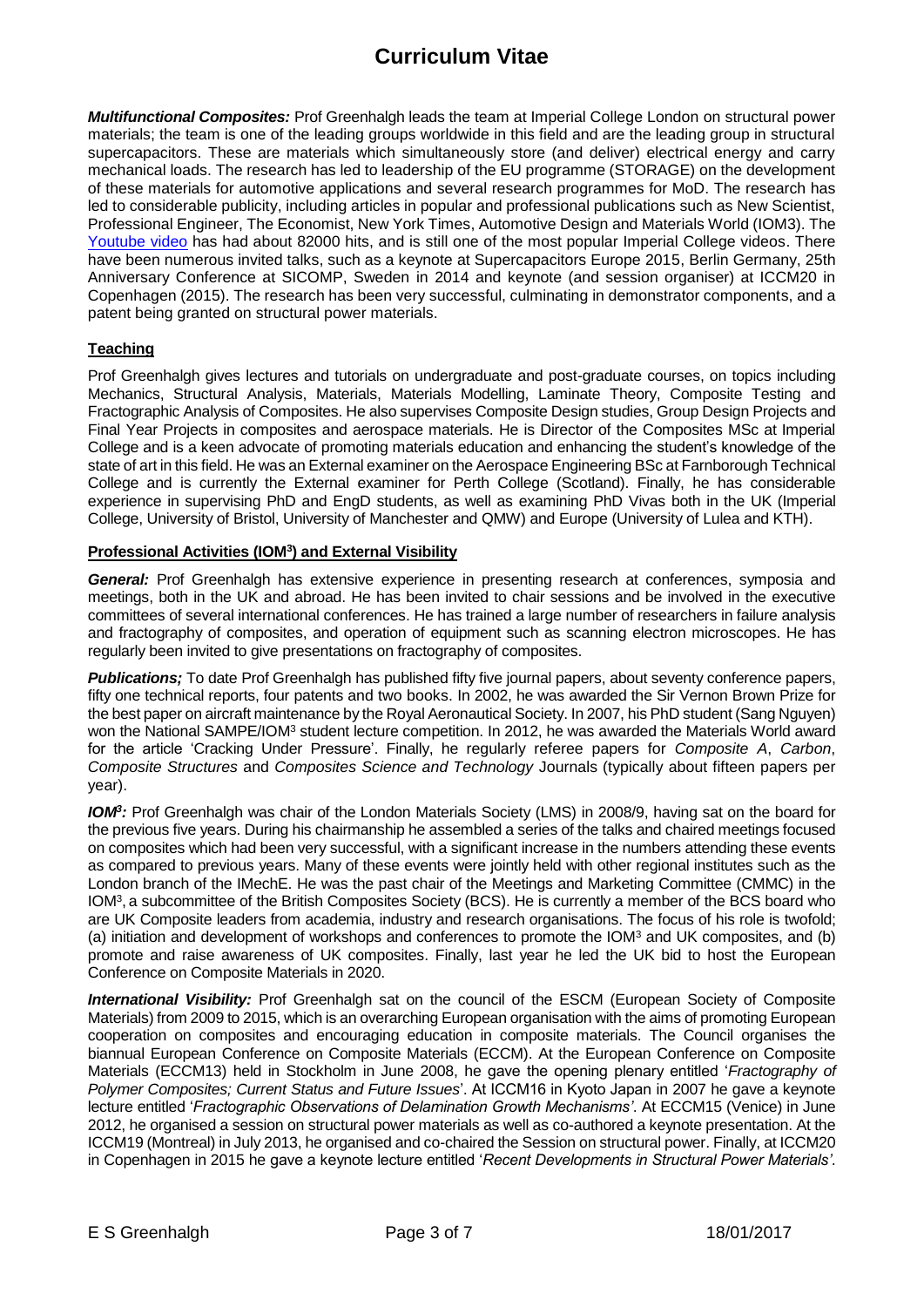# Curriculum Vitae

***Multifunctional Composites:*** Prof Greenhalgh leads the team at Imperial College London on structural power materials; the team is one of the leading groups worldwide in this field and are the leading group in structural supercapacitors. These are materials which simultaneously store (and deliver) electrical energy and carry mechanical loads. The research has led to leadership of the EU programme (STORAGE) on the development of these materials for automotive applications and several research programmes for MoD. The research has led to considerable publicity, including articles in popular and professional publications such as New Scientist, Professional Engineer, The Economist, New York Times, Automotive Design and Materials World (IOM3). The Youtube video has had about 82000 hits, and is still one of the most popular Imperial College videos. There have been numerous invited talks, such as a keynote at Supercapacitors Europe 2015, Berlin Germany, 25th Anniversary Conference at SICOMP, Sweden in 2014 and keynote (and session organiser) at ICCM20 in Copenhagen (2015). The research has been very successful, culminating in demonstrator components, and a patent being granted on structural power materials.

## Teaching

Prof Greenhalgh gives lectures and tutorials on undergraduate and post-graduate courses, on topics including Mechanics, Structural Analysis, Materials, Materials Modelling, Laminate Theory, Composite Testing and Fractographic Analysis of Composites. He also supervises Composite Design studies, Group Design Projects and Final Year Projects in composites and aerospace materials. He is Director of the Composites MSc at Imperial College and is a keen advocate of promoting materials education and enhancing the student's knowledge of the state of art in this field. He was an External examiner on the Aerospace Engineering BSc at Farnborough Technical College and is currently the External examiner for Perth College (Scotland). Finally, he has considerable experience in supervising PhD and EngD students, as well as examining PhD Vivas both in the UK (Imperial College, University of Bristol, University of Manchester and QMW) and Europe (University of Lulea and KTH).

## Professional Activities (IOM$^3$) and External Visibility

***General:*** Prof Greenhalgh has extensive experience in presenting research at conferences, symposia and meetings, both in the UK and abroad. He has been invited to chair sessions and be involved in the executive committees of several international conferences. He has trained a large number of researchers in failure analysis and fractography of composites, and operation of equipment such as scanning electron microscopes. He has regularly been invited to give presentations on fractography of composites.

***Publications;*** To date Prof Greenhalgh has published fifty five journal papers, about seventy conference papers, fifty one technical reports, four patents and two books. In 2002, he was awarded the Sir Vernon Brown Prize for the best paper on aircraft maintenance by the Royal Aeronautical Society. In 2007, his PhD student (Sang Nguyen) won the National SAMPE/IOM$^3$ student lecture competition. In 2012, he was awarded the Materials World award for the article 'Cracking Under Pressure'. Finally, he regularly referee papers for *Composite A*, *Carbon*, *Composite Structures* and *Composites Science and Technology* Journals (typically about fifteen papers per year).

***IOM$^3$:*** Prof Greenhalgh was chair of the London Materials Society (LMS) in 2008/9, having sat on the board for the previous five years. During his chairmanship he assembled a series of the talks and chaired meetings focused on composites which had been very successful, with a significant increase in the numbers attending these events as compared to previous years. Many of these events were jointly held with other regional institutes such as the London branch of the IMechE. He was the past chair of the Meetings and Marketing Committee (CMMC) in the IOM$^3$, a subcommittee of the British Composites Society (BCS). He is currently a member of the BCS board who are UK Composite leaders from academia, industry and research organisations. The focus of his role is twofold; (a) initiation and development of workshops and conferences to promote the IOM$^3$ and UK composites, and (b) promote and raise awareness of UK composites. Finally, last year he led the UK bid to host the European Conference on Composite Materials in 2020.

***International Visibility:*** Prof Greenhalgh sat on the council of the ESCM (European Society of Composite Materials) from 2009 to 2015, which is an overarching European organisation with the aims of promoting European cooperation on composites and encouraging education in composite materials. The Council organises the biannual European Conference on Composite Materials (ECCM). At the European Conference on Composite Materials (ECCM13) held in Stockholm in June 2008, he gave the opening plenary entitled '*Fractography of Polymer Composites; Current Status and Future Issues*'. At ICCM16 in Kyoto Japan in 2007 he gave a keynote lecture entitled '*Fractographic Observations of Delamination Growth Mechanisms'*. At ECCM15 (Venice) in June 2012, he organised a session on structural power materials as well as co-authored a keynote presentation. At the ICCM19 (Montreal) in July 2013, he organised and co-chaired the Session on structural power. Finally, at ICCM20 in Copenhagen in 2015 he gave a keynote lecture entitled '*Recent Developments in Structural Power Materials'*.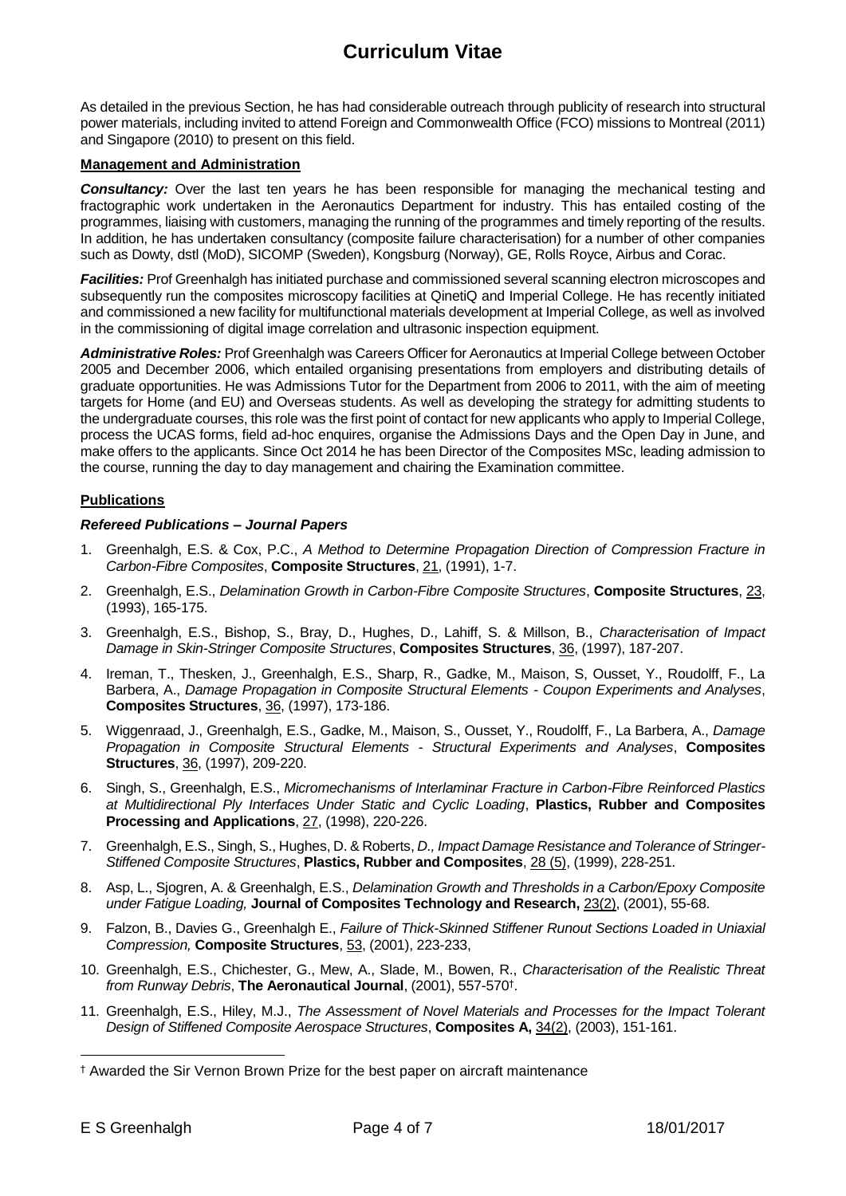As detailed in the previous Section, he has had considerable outreach through publicity of research into structural power materials, including invited to attend Foreign and Commonwealth Office (FCO) missions to Montreal (2011) and Singapore (2010) to present on this field.

### Management and Administration

***Consultancy:*** Over the last ten years he has been responsible for managing the mechanical testing and fractographic work undertaken in the Aeronautics Department for industry. This has entailed costing of the programmes, liaising with customers, managing the running of the programmes and timely reporting of the results. In addition, he has undertaken consultancy (composite failure characterisation) for a number of other companies such as Dowty, dstl (MoD), SICOMP (Sweden), Kongsburg (Norway), GE, Rolls Royce, Airbus and Corac.

***Facilities:*** Prof Greenhalgh has initiated purchase and commissioned several scanning electron microscopes and subsequently run the composites microscopy facilities at QinetiQ and Imperial College. He has recently initiated and commissioned a new facility for multifunctional materials development at Imperial College, as well as involved in the commissioning of digital image correlation and ultrasonic inspection equipment.

***Administrative Roles:*** Prof Greenhalgh was Careers Officer for Aeronautics at Imperial College between October 2005 and December 2006, which entailed organising presentations from employers and distributing details of graduate opportunities. He was Admissions Tutor for the Department from 2006 to 2011, with the aim of meeting targets for Home (and EU) and Overseas students. As well as developing the strategy for admitting students to the undergraduate courses, this role was the first point of contact for new applicants who apply to Imperial College, process the UCAS forms, field ad-hoc enquires, organise the Admissions Days and the Open Day in June, and make offers to the applicants. Since Oct 2014 he has been Director of the Composites MSc, leading admission to the course, running the day to day management and chairing the Examination committee.

### Publications

#### *Refereed Publications – Journal Papers*

1. Greenhalgh, E.S. & Cox, P.C., *A Method to Determine Propagation Direction of Compression Fracture in Carbon-Fibre Composites*, **Composite Structures**, 21, (1991), 1-7.
2. Greenhalgh, E.S., *Delamination Growth in Carbon-Fibre Composite Structures*, **Composite Structures**, 23, (1993), 165-175.
3. Greenhalgh, E.S., Bishop, S., Bray, D., Hughes, D., Lahiff, S. & Millson, B., *Characterisation of Impact Damage in Skin-Stringer Composite Structures*, **Composites Structures**, 36, (1997), 187-207.
4. Ireman, T., Thesken, J., Greenhalgh, E.S., Sharp, R., Gadke, M., Maison, S, Ousset, Y., Roudolff, F., La Barbera, A., *Damage Propagation in Composite Structural Elements - Coupon Experiments and Analyses*, **Composites Structures**, 36, (1997), 173-186.
5. Wiggenraad, J., Greenhalgh, E.S., Gadke, M., Maison, S., Ousset, Y., Roudolff, F., La Barbera, A., *Damage Propagation in Composite Structural Elements - Structural Experiments and Analyses*, **Composites Structures**, 36, (1997), 209-220.
6. Singh, S., Greenhalgh, E.S., *Micromechanisms of Interlaminar Fracture in Carbon-Fibre Reinforced Plastics at Multidirectional Ply Interfaces Under Static and Cyclic Loading*, **Plastics, Rubber and Composites Processing and Applications**, 27, (1998), 220-226.
7. Greenhalgh, E.S., Singh, S., Hughes, D. & Roberts, *D., Impact Damage Resistance and Tolerance of Stringer-Stiffened Composite Structures*, **Plastics, Rubber and Composites**, 28 (5), (1999), 228-251.
8. Asp, L., Sjogren, A. & Greenhalgh, E.S., *Delamination Growth and Thresholds in a Carbon/Epoxy Composite under Fatigue Loading,* **Journal of Composites Technology and Research,** 23(2), (2001), 55-68.
9. Falzon, B., Davies G., Greenhalgh E., *Failure of Thick-Skinned Stiffener Runout Sections Loaded in Uniaxial Compression,* **Composite Structures**, 53, (2001), 223-233,
10. Greenhalgh, E.S., Chichester, G., Mew, A., Slade, M., Bowen, R., *Characterisation of the Realistic Threat from Runway Debris*, **The Aeronautical Journal**, (2001), 557-570†.
11. Greenhalgh, E.S., Hiley, M.J., *The Assessment of Novel Materials and Processes for the Impact Tolerant Design of Stiffened Composite Aerospace Structures*, **Composites A,** 34(2), (2003), 151-161.

† Awarded the Sir Vernon Brown Prize for the best paper on aircraft maintenance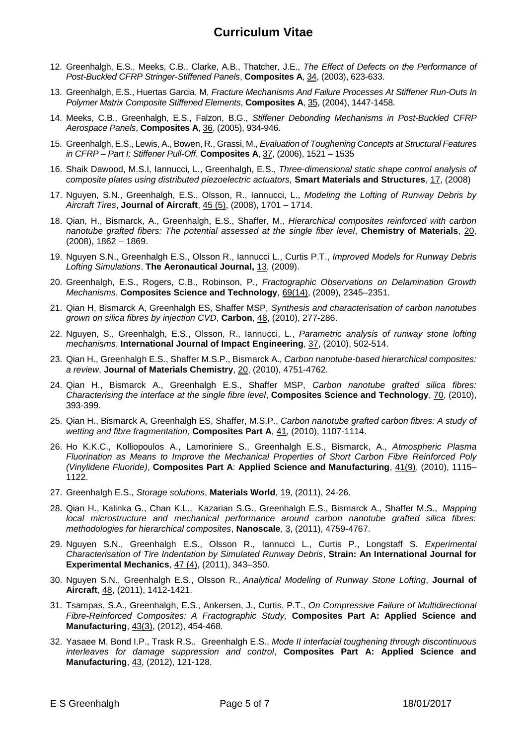# Curriculum Vitae

12. Greenhalgh, E.S., Meeks, C.B., Clarke, A.B., Thatcher, J.E., *The Effect of Defects on the Performance of Post-Buckled CFRP Stringer-Stiffened Panels*, **Composites A**, 34, (2003), 623-633.

13. Greenhalgh, E.S., Huertas Garcia, M, *Fracture Mechanisms And Failure Processes At Stiffener Run-Outs In Polymer Matrix Composite Stiffened Elements*, **Composites A**, 35, (2004), 1447-1458.

14. Meeks, C.B., Greenhalgh, E.S., Falzon, B.G., *Stiffener Debonding Mechanisms in Post-Buckled CFRP Aerospace Panels*, **Composites A**, 36, (2005), 934-946.

15. Greenhalgh, E.S., Lewis, A., Bowen, R., Grassi, M., *Evaluation of Toughening Concepts at Structural Features in CFRP – Part I; Stiffener Pull-Off*, **Composites A**, 37, (2006), 1521 – 1535

16. Shaik Dawood, M.S.I, Iannucci, L., Greenhalgh, E.S., *Three-dimensional static shape control analysis of composite plates using distributed piezoelectric actuators,* **Smart Materials and Structures**, 17, (2008)

17. Nguyen, S.N., Greenhalgh, E.S., Olsson, R., Iannucci, L., *Modeling the Lofting of Runway Debris by Aircraft Tires*, **Journal of Aircraft**, 45 (5), (2008), 1701 – 1714.

18. Qian, H., Bismarck, A., Greenhalgh, E.S., Shaffer, M., *Hierarchical composites reinforced with carbon nanotube grafted fibers: The potential assessed at the single fiber level*, **Chemistry of Materials**, 20, (2008), 1862 – 1869.

19. Nguyen S.N., Greenhalgh E.S., Olsson R., Iannucci L., Curtis P.T., *Improved Models for Runway Debris Lofting Simulations*. **The Aeronautical Journal,** 13, (2009).

20. Greenhalgh, E.S., Rogers, C.B., Robinson, P., *Fractographic Observations on Delamination Growth Mechanisms*, **Composites Science and Technology**, 69(14), (2009), 2345–2351.

21. Qian H, Bismarck A, Greenhalgh ES, Shaffer MSP, *Synthesis and characterisation of carbon nanotubes grown on silica fibres by injection CVD*, **Carbon**, 48, (2010), 277-286.

22. Nguyen, S., Greenhalgh, E.S., Olsson, R., Iannucci, L., *Parametric analysis of runway stone lofting mechanisms*, **International Journal of Impact Engineering**, 37, (2010), 502-514.

23. Qian H., Greenhalgh E.S., Shaffer M.S.P., Bismarck A., *Carbon nanotube-based hierarchical composites: a review*, **Journal of Materials Chemistry**, 20, (2010), 4751-4762.

24. Qian H., Bismarck A., Greenhalgh E.S., Shaffer MSP, *Carbon nanotube grafted silica fibres: Characterising the interface at the single fibre level*, **Composites Science and Technology**, 70, (2010), 393-399.

25. Qian H., Bismarck A, Greenhalgh ES, Shaffer, M.S.P., *Carbon nanotube grafted carbon fibres: A study of wetting and fibre fragmentation*, **Composites Part A**, 41, (2010), 1107-1114.

26. Ho K.K.C., Kolliopoulos A., Lamoriniere S., Greenhalgh E.S., Bismarck, A., *Atmospheric Plasma Fluorination as Means to Improve the Mechanical Properties of Short Carbon Fibre Reinforced Poly (Vinylidene Fluoride)*, **Composites Part A**: **Applied Science and Manufacturing**, 41(9), (2010), 1115–1122.

27. Greenhalgh E.S., *Storage solutions*, **Materials World**, 19, (2011), 24-26.

28. Qian H., Kalinka G., Chan K.L., Kazarian S.G., Greenhalgh E.S., Bismarck A., Shaffer M.S., *Mapping local microstructure and mechanical performance around carbon nanotube grafted silica fibres: methodologies for hierarchical composites*, **Nanoscale**, 3, (2011), 4759-4767.

29. Nguyen S.N., Greenhalgh E.S., Olsson R., Iannucci L., Curtis P., Longstaff S. *Experimental Characterisation of Tire Indentation by Simulated Runway Debris*, **Strain: An International Journal for Experimental Mechanics**, 47 (4), (2011), 343–350.

30. Nguyen S.N., Greenhalgh E.S., Olsson R., *Analytical Modeling of Runway Stone Lofting*, **Journal of Aircraft**, 48, (2011), 1412-1421.

31. Tsampas, S.A., Greenhalgh, E.S., Ankersen, J., Curtis, P.T., *On Compressive Failure of Multidirectional Fibre-Reinforced Composites: A Fractographic Study,* **Composites Part A: Applied Science and Manufacturing**, 43(3), (2012), 454-468.

32. Yasaee M, Bond I.P., Trask R.S., Greenhalgh E.S., *Mode II interfacial toughening through discontinuous interleaves for damage suppression and control*, **Composites Part A: Applied Science and Manufacturing**, 43, (2012), 121-128.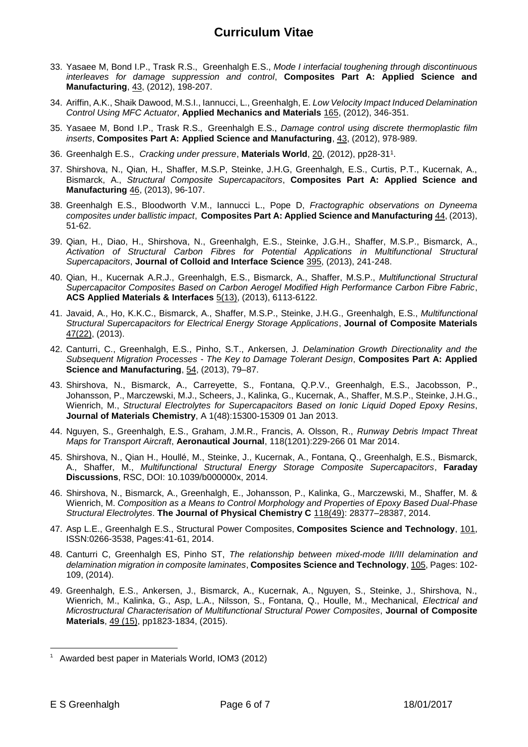# Curriculum Vitae

33. Yasaee M, Bond I.P., Trask R.S., Greenhalgh E.S., *Mode I interfacial toughening through discontinuous interleaves for damage suppression and control*, **Composites Part A: Applied Science and Manufacturing**, 43, (2012), 198-207.
34. Ariffin, A.K., Shaik Dawood, M.S.I., Iannucci, L., Greenhalgh, E. *Low Velocity Impact Induced Delamination Control Using MFC Actuator*, **Applied Mechanics and Materials** 165, (2012), 346-351.
35. Yasaee M, Bond I.P., Trask R.S., Greenhalgh E.S., *Damage control using discrete thermoplastic film inserts*, **Composites Part A: Applied Science and Manufacturing**, 43, (2012), 978-989.
36. Greenhalgh E.S., *Cracking under pressure*, **Materials World**, 20, (2012), pp28-31[1].
37. Shirshova, N., Qian, H., Shaffer, M.S.P, Steinke, J.H.G, Greenhalgh, E.S., Curtis, P.T., Kucernak, A., Bismarck, A., *Structural Composite Supercapacitors*, **Composites Part A: Applied Science and Manufacturing** 46, (2013), 96-107.
38. Greenhalgh E.S., Bloodworth V.M., Iannucci L., Pope D, *Fractographic observations on Dyneema composites under ballistic impact*, **Composites Part A: Applied Science and Manufacturing** 44, (2013), 51-62.
39. Qian, H., Diao, H., Shirshova, N., Greenhalgh, E.S., Steinke, J.G.H., Shaffer, M.S.P., Bismarck, A., *Activation of Structural Carbon Fibres for Potential Applications in Multifunctional Structural Supercapacitors*, **Journal of Colloid and Interface Science** 395, (2013), 241-248.
40. Qian, H., Kucernak A.R.J., Greenhalgh, E.S., Bismarck, A., Shaffer, M.S.P., *Multifunctional Structural Supercapacitor Composites Based on Carbon Aerogel Modified High Performance Carbon Fibre Fabric*, **ACS Applied Materials & Interfaces** 5(13), (2013), 6113-6122.
41. Javaid, A., Ho, K.K.C., Bismarck, A., Shaffer, M.S.P., Steinke, J.H.G., Greenhalgh, E.S., *Multifunctional Structural Supercapacitors for Electrical Energy Storage Applications*, **Journal of Composite Materials** 47(22), (2013).
42. Canturri, C., Greenhalgh, E.S., Pinho, S.T., Ankersen, J. *Delamination Growth Directionality and the Subsequent Migration Processes - The Key to Damage Tolerant Design*, **Composites Part A: Applied Science and Manufacturing**, 54, (2013), 79–87.
43. Shirshova, N., Bismarck, A., Carreyette, S., Fontana, Q.P.V., Greenhalgh, E.S., Jacobsson, P., Johansson, P., Marczewski, M.J., Scheers, J., Kalinka, G., Kucernak, A., Shaffer, M.S.P., Steinke, J.H.G., Wienrich, M., *Structural Electrolytes for Supercapacitors Based on Ionic Liquid Doped Epoxy Resins*, **Journal of Materials Chemistry**, A 1(48):15300-15309 01 Jan 2013.
44. Nguyen, S., Greenhalgh, E.S., Graham, J.M.R., Francis, A. Olsson, R., *Runway Debris Impact Threat Maps for Transport Aircraft*, **Aeronautical Journal**, 118(1201):229-266 01 Mar 2014.
45. Shirshova, N., Qian H., Houllé, M., Steinke, J., Kucernak, A., Fontana, Q., Greenhalgh, E.S., Bismarck, A., Shaffer, M., *Multifunctional Structural Energy Storage Composite Supercapacitors*, **Faraday Discussions**, RSC, DOI: 10.1039/b000000x, 2014.
46. Shirshova, N., Bismarck, A., Greenhalgh, E., Johansson, P., Kalinka, G., Marczewski, M., Shaffer, M. & Wienrich, M. *Composition as a Means to Control Morphology and Properties of Epoxy Based Dual-Phase Structural Electrolytes*. **The Journal of Physical Chemistry C** 118(49): 28377–28387, 2014.
47. Asp L.E., Greenhalgh E.S., Structural Power Composites, **Composites Science and Technology**, 101, ISSN:0266-3538, Pages:41-61, 2014.
48. Canturri C, Greenhalgh ES, Pinho ST, *The relationship between mixed-mode II/III delamination and delamination migration in composite laminates*, **Composites Science and Technology**, 105, Pages: 102-109, (2014).
49. Greenhalgh, E.S., Ankersen, J., Bismarck, A., Kucernak, A., Nguyen, S., Steinke, J., Shirshova, N., Wienrich, M., Kalinka, G., Asp, L.A., Nilsson, S., Fontana, Q., Houlle, M., Mechanical, *Electrical and Microstructural Characterisation of Multifunctional Structural Power Composites*, **Journal of Composite Materials**, 49 (15), pp1823-1834, (2015).

[1] Awarded best paper in Materials World, IOM3 (2012)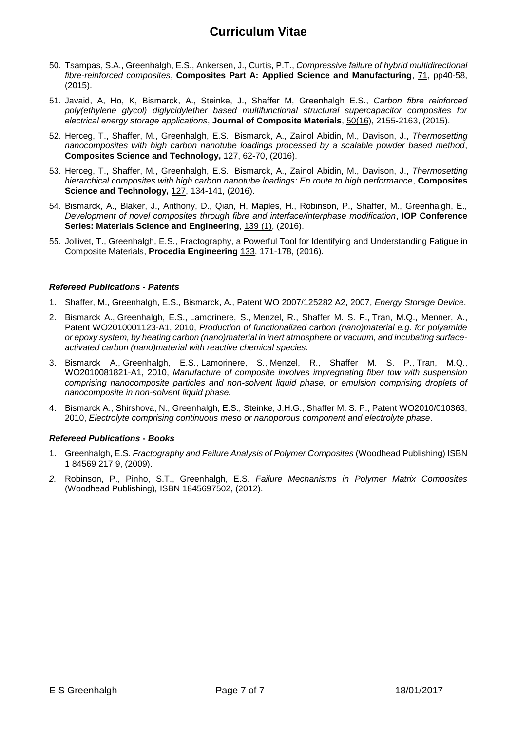50. Tsampas, S.A., Greenhalgh, E.S., Ankersen, J., Curtis, P.T., *Compressive failure of hybrid multidirectional fibre-reinforced composites*, **Composites Part A: Applied Science and Manufacturing**, 71, pp40-58, (2015).

51. Javaid, A, Ho, K, Bismarck, A., Steinke, J., Shaffer M, Greenhalgh E.S., *Carbon fibre reinforced poly(ethylene glycol) diglycidylether based multifunctional structural supercapacitor composites for electrical energy storage applications*, **Journal of Composite Materials**, 50(16), 2155-2163, (2015).

52. Herceg, T., Shaffer, M., Greenhalgh, E.S., Bismarck, A., Zainol Abidin, M., Davison, J., *Thermosetting nanocomposites with high carbon nanotube loadings processed by a scalable powder based method*, **Composites Science and Technology,** 127, 62-70, (2016).

53. Herceg, T., Shaffer, M., Greenhalgh, E.S., Bismarck, A., Zainol Abidin, M., Davison, J., *Thermosetting hierarchical composites with high carbon nanotube loadings: En route to high performance*, **Composites Science and Technology,** 127, 134-141, (2016).

54. Bismarck, A., Blaker, J., Anthony, D., Qian, H, Maples, H., Robinson, P., Shaffer, M., Greenhalgh, E., *Development of novel composites through fibre and interface/interphase modification*, **IOP Conference Series: Materials Science and Engineering**, 139 (1), (2016).

55. Jollivet, T., Greenhalgh, E.S., Fractography, a Powerful Tool for Identifying and Understanding Fatigue in Composite Materials, **Procedia Engineering** 133, 171-178, (2016).

### *Refereed Publications - Patents*

1. Shaffer, M., Greenhalgh, E.S., Bismarck, A., Patent WO 2007/125282 A2, 2007, *Energy Storage Device*.

2. Bismarck A., Greenhalgh, E.S., Lamorinere, S., Menzel, R., Shaffer M. S. P., Tran, M.Q., Menner, A., Patent WO2010001123-A1, 2010, *Production of functionalized carbon (nano)material e.g. for polyamide or epoxy system, by heating carbon (nano)material in inert atmosphere or vacuum, and incubating surface-activated carbon (nano)material with reactive chemical species.*

3. Bismarck A., Greenhalgh, E.S., Lamorinere, S., Menzel, R., Shaffer M. S. P., Tran, M.Q., WO2010081821-A1, 2010, *Manufacture of composite involves impregnating fiber tow with suspension comprising nanocomposite particles and non-solvent liquid phase, or emulsion comprising droplets of nanocomposite in non-solvent liquid phase.*

4. Bismarck A., Shirshova, N., Greenhalgh, E.S., Steinke, J.H.G., Shaffer M. S. P., Patent WO2010/010363, 2010, *Electrolyte comprising continuous meso or nanoporous component and electrolyte phase*.

### *Refereed Publications - Books*

1. Greenhalgh, E.S. *Fractography and Failure Analysis of Polymer Composites* (Woodhead Publishing) ISBN 1 84569 217 9, (2009).

2. Robinson, P., Pinho, S.T., Greenhalgh, E.S. *Failure Mechanisms in Polymer Matrix Composites* (Woodhead Publishing), ISBN 1845697502, (2012).